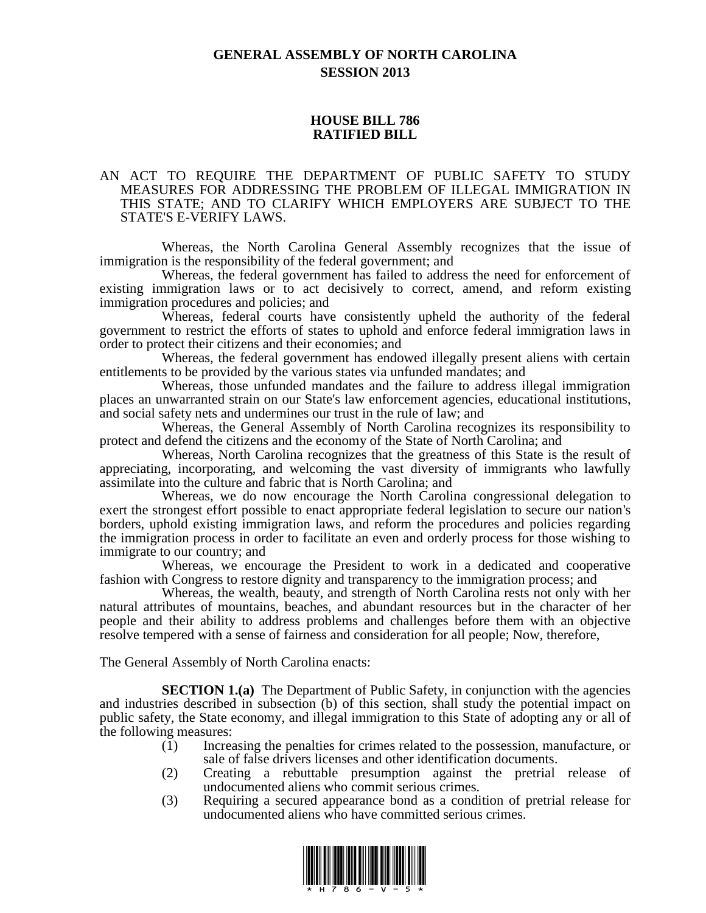# GENERAL ASSEMBLY OF NORTH CAROLINA
## SESSION 2013

### HOUSE BILL 786
### RATIFIED BILL

AN ACT TO REQUIRE THE DEPARTMENT OF PUBLIC SAFETY TO STUDY MEASURES FOR ADDRESSING THE PROBLEM OF ILLEGAL IMMIGRATION IN THIS STATE; AND TO CLARIFY WHICH EMPLOYERS ARE SUBJECT TO THE STATE'S E-VERIFY LAWS.

Whereas, the North Carolina General Assembly recognizes that the issue of immigration is the responsibility of the federal government; and

Whereas, the federal government has failed to address the need for enforcement of existing immigration laws or to act decisively to correct, amend, and reform existing immigration procedures and policies; and

Whereas, federal courts have consistently upheld the authority of the federal government to restrict the efforts of states to uphold and enforce federal immigration laws in order to protect their citizens and their economies; and

Whereas, the federal government has endowed illegally present aliens with certain entitlements to be provided by the various states via unfunded mandates; and

Whereas, those unfunded mandates and the failure to address illegal immigration places an unwarranted strain on our State's law enforcement agencies, educational institutions, and social safety nets and undermines our trust in the rule of law; and

Whereas, the General Assembly of North Carolina recognizes its responsibility to protect and defend the citizens and the economy of the State of North Carolina; and

Whereas, North Carolina recognizes that the greatness of this State is the result of appreciating, incorporating, and welcoming the vast diversity of immigrants who lawfully assimilate into the culture and fabric that is North Carolina; and

Whereas, we do now encourage the North Carolina congressional delegation to exert the strongest effort possible to enact appropriate federal legislation to secure our nation's borders, uphold existing immigration laws, and reform the procedures and policies regarding the immigration process in order to facilitate an even and orderly process for those wishing to immigrate to our country; and

Whereas, we encourage the President to work in a dedicated and cooperative fashion with Congress to restore dignity and transparency to the immigration process; and

Whereas, the wealth, beauty, and strength of North Carolina rests not only with her natural attributes of mountains, beaches, and abundant resources but in the character of her people and their ability to address problems and challenges before them with an objective resolve tempered with a sense of fairness and consideration for all people; Now, therefore,

The General Assembly of North Carolina enacts:

**SECTION 1.(a)** The Department of Public Safety, in conjunction with the agencies and industries described in subsection (b) of this section, shall study the potential impact on public safety, the State economy, and illegal immigration to this State of adopting any or all of the following measures:

(1) Increasing the penalties for crimes related to the possession, manufacture, or sale of false drivers licenses and other identification documents.

(2) Creating a rebuttable presumption against the pretrial release of undocumented aliens who commit serious crimes.

(3) Requiring a secured appearance bond as a condition of pretrial release for undocumented aliens who have committed serious crimes.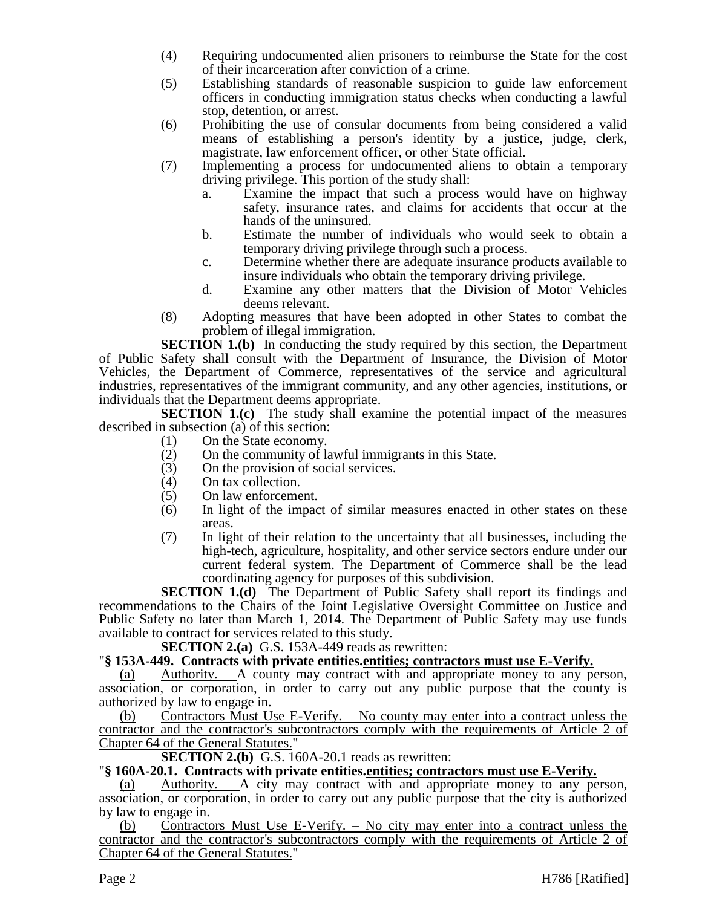(4) Requiring undocumented alien prisoners to reimburse the State for the cost of their incarceration after conviction of a crime.
(5) Establishing standards of reasonable suspicion to guide law enforcement officers in conducting immigration status checks when conducting a lawful stop, detention, or arrest.
(6) Prohibiting the use of consular documents from being considered a valid means of establishing a person's identity by a justice, judge, clerk, magistrate, law enforcement officer, or other State official.
(7) Implementing a process for undocumented aliens to obtain a temporary driving privilege. This portion of the study shall:
   a. Examine the impact that such a process would have on highway safety, insurance rates, and claims for accidents that occur at the hands of the uninsured.
   b. Estimate the number of individuals who would seek to obtain a temporary driving privilege through such a process.
   c. Determine whether there are adequate insurance products available to insure individuals who obtain the temporary driving privilege.
   d. Examine any other matters that the Division of Motor Vehicles deems relevant.
(8) Adopting measures that have been adopted in other States to combat the problem of illegal immigration.

**SECTION 1.(b)** In conducting the study required by this section, the Department of Public Safety shall consult with the Department of Insurance, the Division of Motor Vehicles, the Department of Commerce, representatives of the service and agricultural industries, representatives of the immigrant community, and any other agencies, institutions, or individuals that the Department deems appropriate.

**SECTION 1.(c)** The study shall examine the potential impact of the measures described in subsection (a) of this section:
(1) On the State economy.
(2) On the community of lawful immigrants in this State.
(3) On the provision of social services.
(4) On tax collection.
(5) On law enforcement.
(6) In light of the impact of similar measures enacted in other states on these areas.
(7) In light of their relation to the uncertainty that all businesses, including the high-tech, agriculture, hospitality, and other service sectors endure under our current federal system. The Department of Commerce shall be the lead coordinating agency for purposes of this subdivision.

**SECTION 1.(d)** The Department of Public Safety shall report its findings and recommendations to the Chairs of the Joint Legislative Oversight Committee on Justice and Public Safety no later than March 1, 2014. The Department of Public Safety may use funds available to contract for services related to this study.

**SECTION 2.(a)** G.S. 153A-449 reads as rewritten:

"**§ 153A-449. Contracts with private ~~entities.~~<u>entities; contractors must use E-Verify.</u>**

<u>(a) Authority. –</u> A county may contract with and appropriate money to any person, association, or corporation, in order to carry out any public purpose that the county is authorized by law to engage in.

<u>(b) Contractors Must Use E-Verify. – No county may enter into a contract unless the contractor and the contractor's subcontractors comply with the requirements of Article 2 of Chapter 64 of the General Statutes.</u>"

**SECTION 2.(b)** G.S. 160A-20.1 reads as rewritten:

"**§ 160A-20.1. Contracts with private ~~entities.~~<u>entities; contractors must use E-Verify.</u>**

<u>(a) Authority. –</u> A city may contract with and appropriate money to any person, association, or corporation, in order to carry out any public purpose that the city is authorized by law to engage in.

<u>(b) Contractors Must Use E-Verify. – No city may enter into a contract unless the contractor and the contractor's subcontractors comply with the requirements of Article 2 of Chapter 64 of the General Statutes.</u>"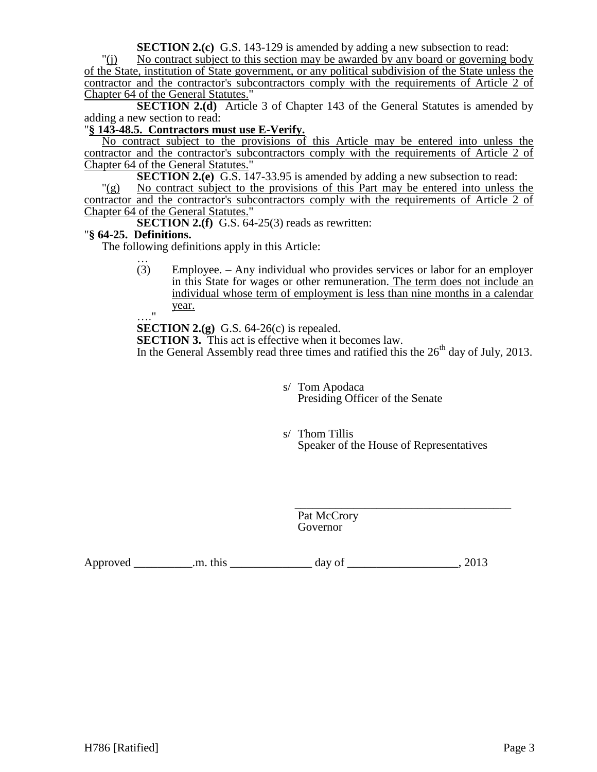**SECTION 2.(c)** G.S. 143-129 is amended by adding a new subsection to read:

"(j) No contract subject to this section may be awarded by any board or governing body of the State, institution of State government, or any political subdivision of the State unless the contractor and the contractor's subcontractors comply with the requirements of Article 2 of Chapter 64 of the General Statutes."

**SECTION 2.(d)** Article 3 of Chapter 143 of the General Statutes is amended by adding a new section to read:

"**§ 143-48.5. Contractors must use E-Verify.**

No contract subject to the provisions of this Article may be entered into unless the contractor and the contractor's subcontractors comply with the requirements of Article 2 of Chapter 64 of the General Statutes."

**SECTION 2.(e)** G.S. 147-33.95 is amended by adding a new subsection to read:

"(g) No contract subject to the provisions of this Part may be entered into unless the contractor and the contractor's subcontractors comply with the requirements of Article 2 of Chapter 64 of the General Statutes."

**SECTION 2.(f)** G.S. 64-25(3) reads as rewritten:

"**§ 64-25. Definitions.**

The following definitions apply in this Article:

…

(3) Employee. – Any individual who provides services or labor for an employer in this State for wages or other remuneration. The term does not include an individual whose term of employment is less than nine months in a calendar year.

…."

**SECTION 2.(g)** G.S. 64-26(c) is repealed.

**SECTION 3.** This act is effective when it becomes law.

In the General Assembly read three times and ratified this the 26th day of July, 2013.

s/ Tom Apodaca
Presiding Officer of the Senate

s/ Thom Tillis
Speaker of the House of Representatives

\_\_\_\_\_\_\_\_\_\_\_\_\_\_\_\_\_\_\_\_\_\_\_\_\_\_\_\_\_\_\_\_\_\_\_\_\_\_
Pat McCrory
Governor

Approved \_\_\_\_\_\_\_\_\_\_.m. this \_\_\_\_\_\_\_\_\_\_\_\_\_\_ day of \_\_\_\_\_\_\_\_\_\_\_\_\_\_\_\_\_\_\_, 2013